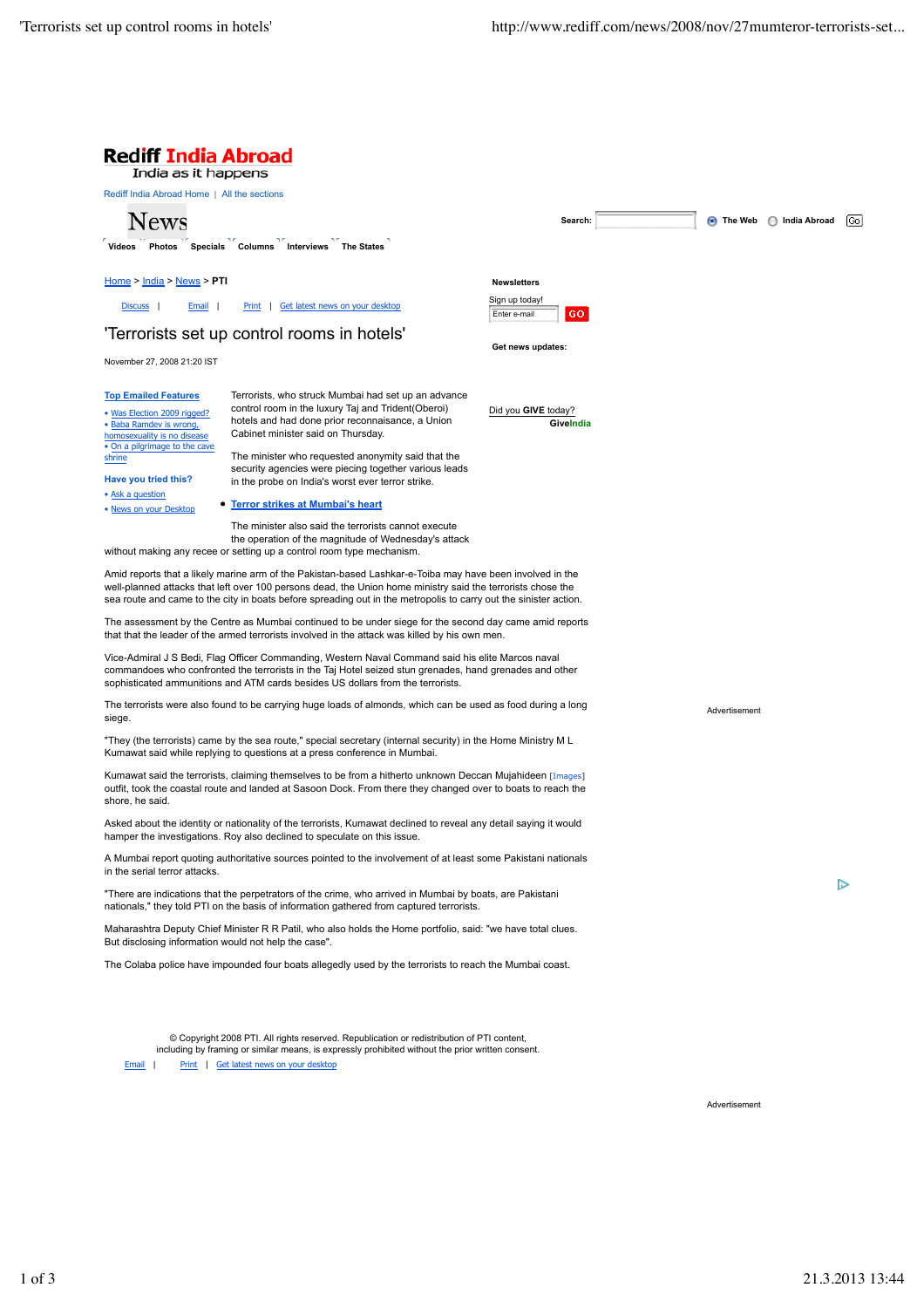# Rediff India Abroad

India as it happens

Rediff India Abroad Home | All the sections

News

Videos | Photos | Specials | Columns | Interviews | The States

Search: The Web India Abroad Go

Home > India > News > PTI

Discuss | Email | Print | Get latest news on your desktop

Newsletters

Sign up today!

Get news updates:

## 'Terrorists set up control rooms in hotels'

November 27, 2008 21:20 IST

**Top Emailed Features**

- Was Election 2009 rigged?
- Baba Ramdev is wrong, homosexuality is no disease
- On a pilgrimage to the cave shrine

**Have you tried this?**

- Ask a question
- News on your Desktop

Did you **GIVE** today? GiveIndia

Terrorists, who struck Mumbai had set up an advance control room in the luxury Taj and Trident(Oberoi) hotels and had done prior reconnaisance, a Union Cabinet minister said on Thursday.

The minister who requested anonymity said that the security agencies were piecing together various leads in the probe on India's worst ever terror strike.

- **Terror strikes at Mumbai's heart**

The minister also said the terrorists cannot execute the operation of the magnitude of Wednesday's attack without making any recee or setting up a control room type mechanism.

Amid reports that a likely marine arm of the Pakistan-based Lashkar-e-Toiba may have been involved in the well-planned attacks that left over 100 persons dead, the Union home ministry said the terrorists chose the sea route and came to the city in boats before spreading out in the metropolis to carry out the sinister action.

The assessment by the Centre as Mumbai continued to be under siege for the second day came amid reports that that the leader of the armed terrorists involved in the attack was killed by his own men.

Vice-Admiral J S Bedi, Flag Officer Commanding, Western Naval Command said his elite Marcos naval commandoes who confronted the terrorists in the Taj Hotel seized stun grenades, hand grenades and other sophisticated ammunitions and ATM cards besides US dollars from the terrorists.

The terrorists were also found to be carrying huge loads of almonds, which can be used as food during a long siege.

"They (the terrorists) came by the sea route," special secretary (internal security) in the Home Ministry M L Kumawat said while replying to questions at a press conference in Mumbai.

Kumawat said the terrorists, claiming themselves to be from a hitherto unknown Deccan Mujahideen [Images] outfit, took the coastal route and landed at Sasoon Dock. From there they changed over to boats to reach the shore, he said.

Asked about the identity or nationality of the terrorists, Kumawat declined to reveal any detail saying it would hamper the investigations. Roy also declined to speculate on this issue.

A Mumbai report quoting authoritative sources pointed to the involvement of at least some Pakistani nationals in the serial terror attacks.

"There are indications that the perpetrators of the crime, who arrived in Mumbai by boats, are Pakistani nationals," they told PTI on the basis of information gathered from captured terrorists.

Maharashtra Deputy Chief Minister R R Patil, who also holds the Home portfolio, said: "we have total clues. But disclosing information would not help the case".

The Colaba police have impounded four boats allegedly used by the terrorists to reach the Mumbai coast.

© Copyright 2008 PTI. All rights reserved. Republication or redistribution of PTI content, including by framing or similar means, is expressly prohibited without the prior written consent.

Email | Print | Get latest news on your desktop

Advertisement

Advertisement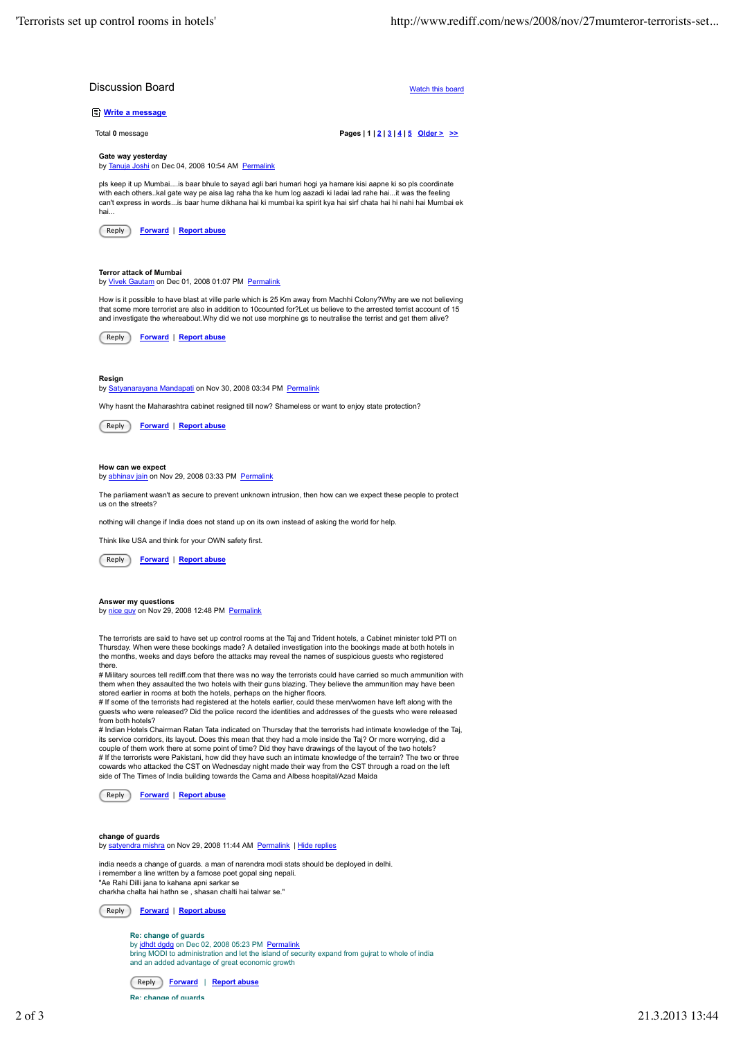## Discussion Board

Watch this board

Write a message

Total **0** message

**Pages | 1 | 2 | 3 | 4 | 5 Older > >>**

**Gate way yesterday**
by Tanuja Joshi on Dec 04, 2008 10:54 AM Permalink

pls keep it up Mumbai....is baar bhule to sayad agli bari humari hogi ya hamare kisi aapne ki so pls coordinate with each others..kal gate way pe aisa lag raha tha ke hum log aazadi ki ladai lad rahe hai...it was the feeling can't express in words...is baar hume dikhana hai ki mumbai ka spirit kya hai sirf chata hai hi nahi hai Mumbai ek hai...

Reply | Forward | Report abuse

**Terror attack of Mumbai**
by Vivek Gautam on Dec 01, 2008 01:07 PM Permalink

How is it possible to have blast at ville parle which is 25 Km away from Machhi Colony?Why are we not believing that some more terrorist are also in addition to 10counted for?Let us believe to the arrested terrist account of 15 and investigate the whereabout.Why did we not use morphine gs to neutralise the terrist and get them alive?

Reply | Forward | Report abuse

**Resign**
by Satyanarayana Mandapati on Nov 30, 2008 03:34 PM Permalink

Why hasnt the Maharashtra cabinet resigned till now? Shameless or want to enjoy state protection?

Reply | Forward | Report abuse

**How can we expect**
by abhinav jain on Nov 29, 2008 03:33 PM Permalink

The parliament wasn't as secure to prevent unknown intrusion, then how can we expect these people to protect us on the streets?

nothing will change if India does not stand up on its own instead of asking the world for help.

Think like USA and think for your OWN safety first.

Reply | Forward | Report abuse

**Answer my questions**
by nice guy on Nov 29, 2008 12:48 PM Permalink

The terrorists are said to have set up control rooms at the Taj and Trident hotels, a Cabinet minister told PTI on Thursday. When were these bookings made? A detailed investigation into the bookings made at both hotels in the months, weeks and days before the attacks may reveal the names of suspicious guests who registered there.
# Military sources tell rediff.com that there was no way the terrorists could have carried so much ammunition with them when they assaulted the two hotels with their guns blazing. They believe the ammunition may have been stored earlier in rooms at both the hotels, perhaps on the higher floors.
# If some of the terrorists had registered at the hotels earlier, could these men/women have left along with the guests who were released? Did the police record the identities and addresses of the guests who were released from both hotels?
# Indian Hotels Chairman Ratan Tata indicated on Thursday that the terrorists had intimate knowledge of the Taj, its service corridors, its layout. Does this mean that they had a mole inside the Taj? Or more worrying, did a couple of them work there at some point of time? Did they have drawings of the layout of the two hotels?
# If the terrorists were Pakistani, how did they have such an intimate knowledge of the terrain? The two or three cowards who attacked the CST on Wednesday night made their way from the CST through a road on the left side of The Times of India building towards the Cama and Albess hospital/Azad Maida

Reply | Forward | Report abuse

**change of guards**
by satyendra mishra on Nov 29, 2008 11:44 AM Permalink | Hide replies

india needs a change of guards. a man of narendra modi stats should be deployed in delhi.
i remember a line written by a famose poet gopal sing nepali.
"Ae Rahi Dilli jana to kahana apni sarkar se
charkha chalta hai hathn se , shasan chalti hai talwar se."

Reply | Forward | Report abuse

> **Re: change of guards**
> by jdhdt dgdg on Dec 02, 2008 05:23 PM Permalink
> bring MODI to administration and let the island of security expand from gujrat to whole of india and an added advantage of great economic growth
>
> Reply | Forward | Report abuse
>
> **Re: change of guards**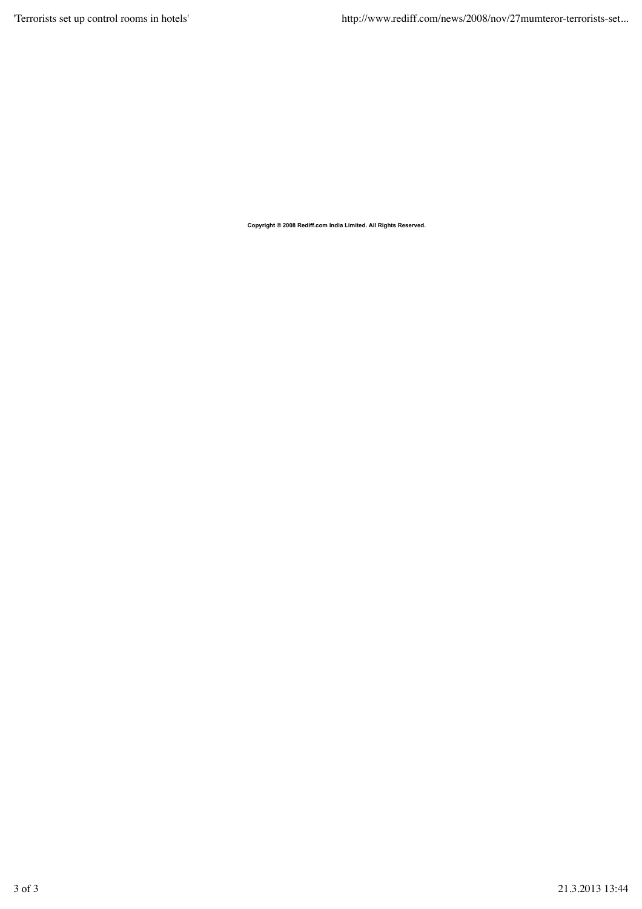**Copyright © 2008 Rediff.com India Limited. All Rights Reserved.**